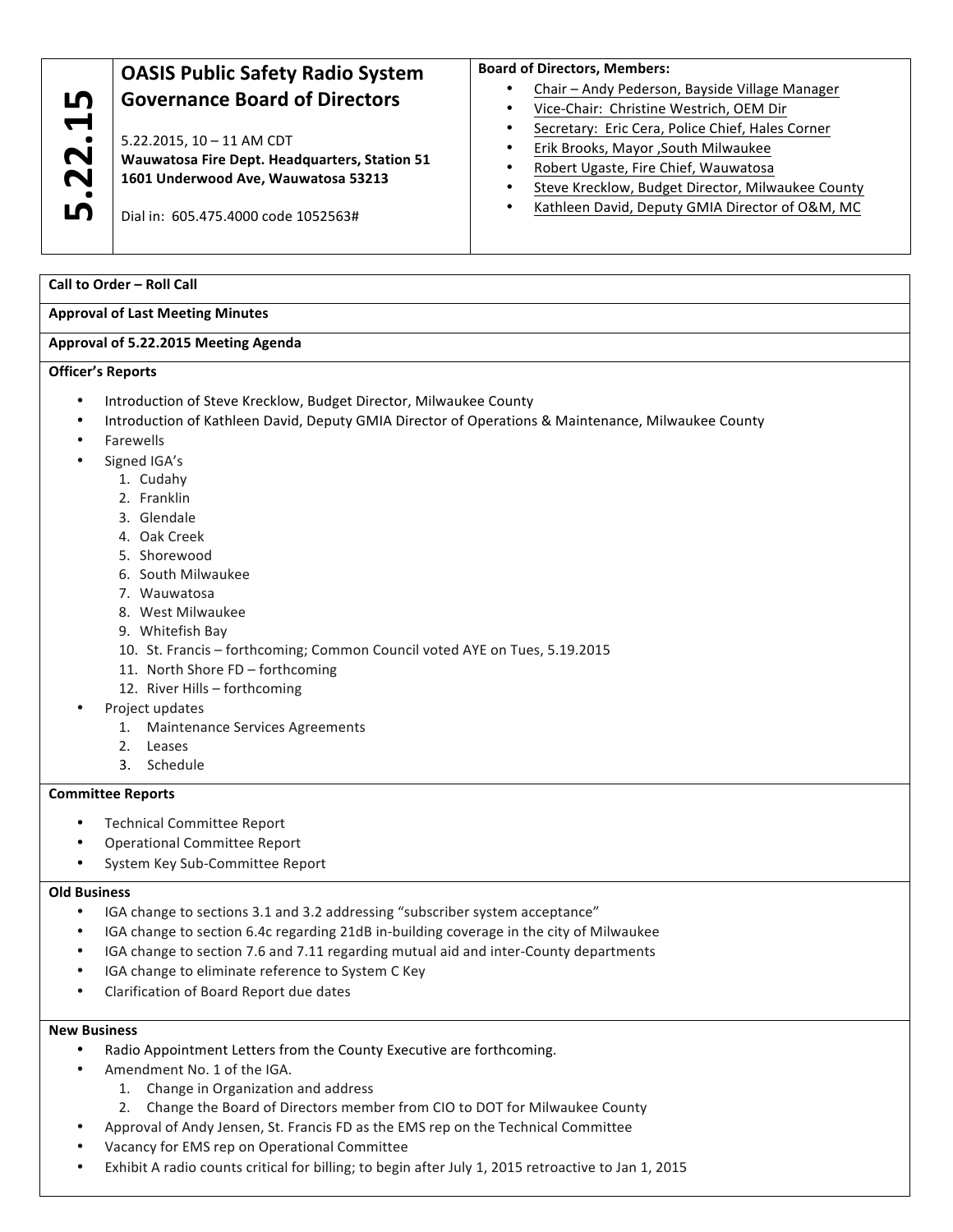# 5.22.15

## OASIS Public Safety Radio System Governance Board of Directors

5.22.2015, 10 – 11 AM CDT
**Wauwatosa Fire Dept. Headquarters, Station 51**
**1601 Underwood Ave, Wauwatosa 53213**

Dial in: 605.475.4000 code 1052563#

**Board of Directors, Members:**

- Chair – Andy Pederson, Bayside Village Manager
- Vice-Chair: Christine Westrich, OEM Dir
- Secretary: Eric Cera, Police Chief, Hales Corner
- Erik Brooks, Mayor ,South Milwaukee
- Robert Ugaste, Fire Chief, Wauwatosa
- Steve Krecklow, Budget Director, Milwaukee County
- Kathleen David, Deputy GMIA Director of O&M, MC

---

**Call to Order – Roll Call**

**Approval of Last Meeting Minutes**

**Approval of 5.22.2015 Meeting Agenda**

**Officer's Reports**

- Introduction of Steve Krecklow, Budget Director, Milwaukee County
- Introduction of Kathleen David, Deputy GMIA Director of Operations & Maintenance, Milwaukee County
- Farewells
- Signed IGA's
  1. Cudahy
  2. Franklin
  3. Glendale
  4. Oak Creek
  5. Shorewood
  6. South Milwaukee
  7. Wauwatosa
  8. West Milwaukee
  9. Whitefish Bay
  10. St. Francis – forthcoming; Common Council voted AYE on Tues, 5.19.2015
  11. North Shore FD – forthcoming
  12. River Hills – forthcoming
- Project updates
  1. Maintenance Services Agreements
  2. Leases
  3. Schedule

**Committee Reports**

- Technical Committee Report
- Operational Committee Report
- System Key Sub-Committee Report

**Old Business**

- IGA change to sections 3.1 and 3.2 addressing "subscriber system acceptance"
- IGA change to section 6.4c regarding 21dB in-building coverage in the city of Milwaukee
- IGA change to section 7.6 and 7.11 regarding mutual aid and inter-County departments
- IGA change to eliminate reference to System C Key
- Clarification of Board Report due dates

**New Business**

- Radio Appointment Letters from the County Executive are forthcoming.
- Amendment No. 1 of the IGA.
  1. Change in Organization and address
  2. Change the Board of Directors member from CIO to DOT for Milwaukee County
- Approval of Andy Jensen, St. Francis FD as the EMS rep on the Technical Committee
- Vacancy for EMS rep on Operational Committee
- Exhibit A radio counts critical for billing; to begin after July 1, 2015 retroactive to Jan 1, 2015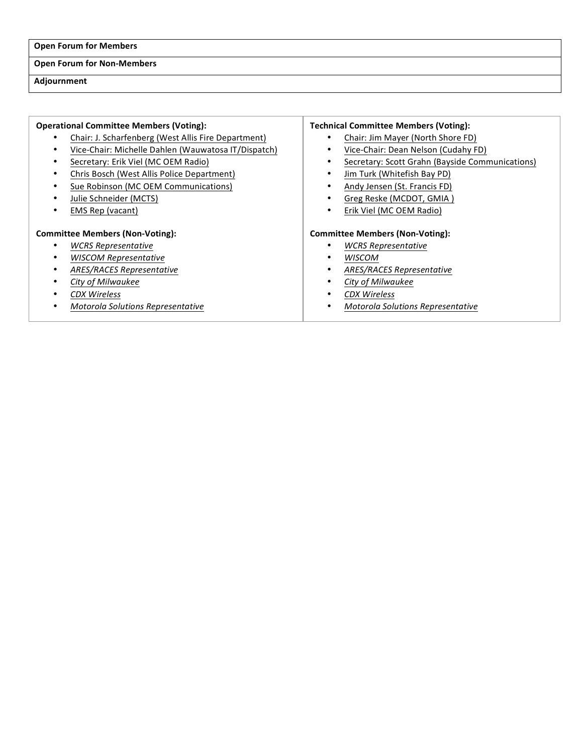| |
|---|
| **Open Forum for Members** |
| **Open Forum for Non-Members** |
| **Adjournment** |

**Operational Committee Members (Voting):**

- Chair: J. Scharfenberg (West Allis Fire Department)
- Vice-Chair: Michelle Dahlen (Wauwatosa IT/Dispatch)
- Secretary: Erik Viel (MC OEM Radio)
- Chris Bosch (West Allis Police Department)
- Sue Robinson (MC OEM Communications)
- Julie Schneider (MCTS)
- EMS Rep (vacant)

**Committee Members (Non-Voting):**

- *WCRS Representative*
- *WISCOM Representative*
- *ARES/RACES Representative*
- *City of Milwaukee*
- *CDX Wireless*
- *Motorola Solutions Representative*

**Technical Committee Members (Voting):**

- Chair: Jim Mayer (North Shore FD)
- Vice-Chair: Dean Nelson (Cudahy FD)
- Secretary: Scott Grahn (Bayside Communications)
- Jim Turk (Whitefish Bay PD)
- Andy Jensen (St. Francis FD)
- Greg Reske (MCDOT, GMIA )
- Erik Viel (MC OEM Radio)

**Committee Members (Non-Voting):**

- *WCRS Representative*
- *WISCOM*
- *ARES/RACES Representative*
- *City of Milwaukee*
- *CDX Wireless*
- *Motorola Solutions Representative*